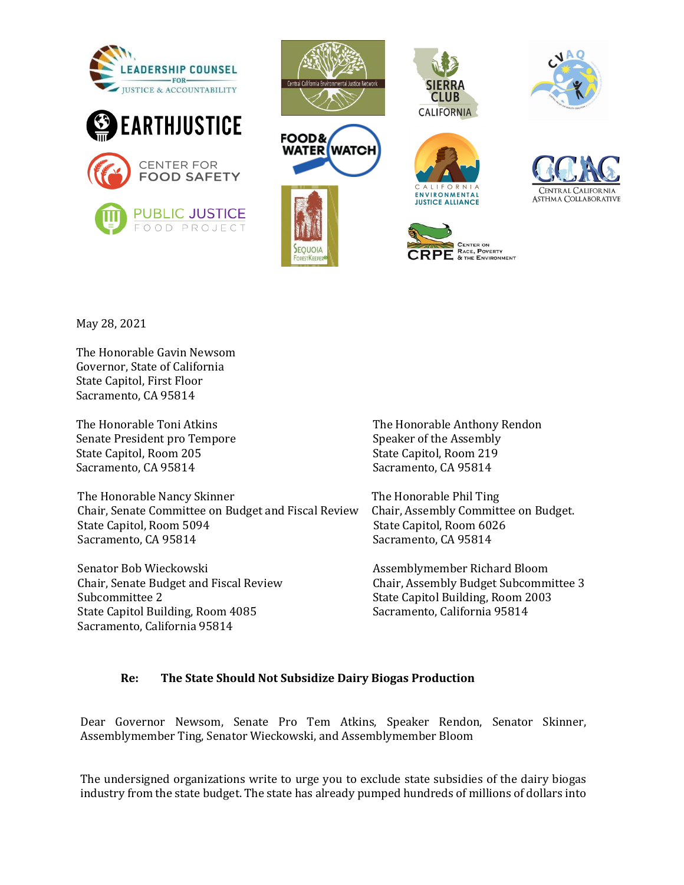May 28, 2021

The Honorable Gavin Newsom
Governor, State of California
State Capitol, First Floor
Sacramento, CA 95814

The Honorable Toni Atkins
Senate President pro Tempore
State Capitol, Room 205
Sacramento, CA 95814

The Honorable Anthony Rendon
Speaker of the Assembly
State Capitol, Room 219
Sacramento, CA 95814

The Honorable Nancy Skinner
Chair, Senate Committee on Budget and Fiscal Review
State Capitol, Room 5094
Sacramento, CA 95814

The Honorable Phil Ting
Chair, Assembly Committee on Budget.
State Capitol, Room 6026
Sacramento, CA 95814

Senator Bob Wieckowski
Chair, Senate Budget and Fiscal Review Subcommittee 2
State Capitol Building, Room 4085
Sacramento, California 95814

Assemblymember Richard Bloom
Chair, Assembly Budget Subcommittee 3
State Capitol Building, Room 2003
Sacramento, California 95814

**Re: The State Should Not Subsidize Dairy Biogas Production**

Dear Governor Newsom, Senate Pro Tem Atkins, Speaker Rendon, Senator Skinner, Assemblymember Ting, Senator Wieckowski, and Assemblymember Bloom

The undersigned organizations write to urge you to exclude state subsidies of the dairy biogas industry from the state budget. The state has already pumped hundreds of millions of dollars into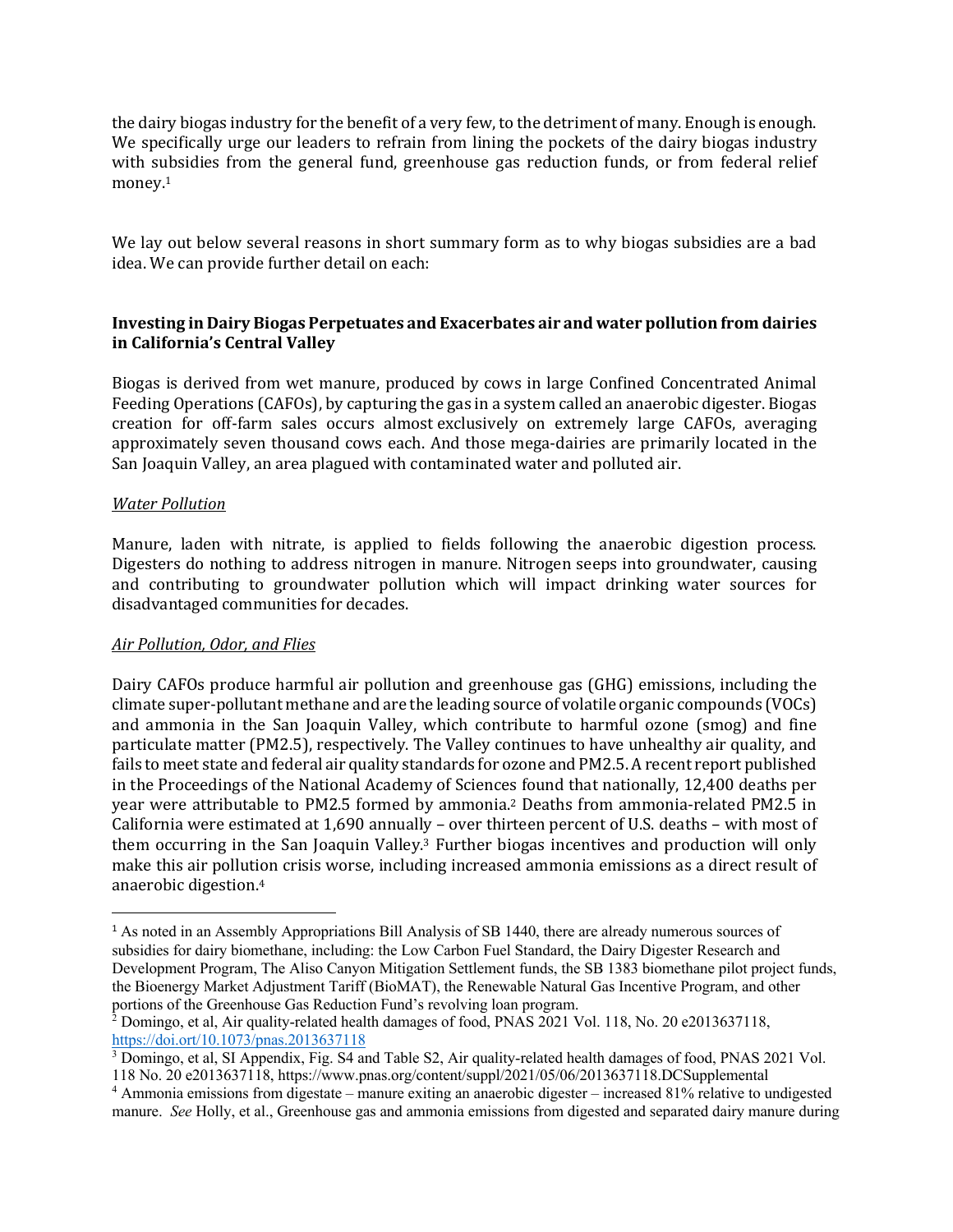the dairy biogas industry for the benefit of a very few, to the detriment of many. Enough is enough. We specifically urge our leaders to refrain from lining the pockets of the dairy biogas industry with subsidies from the general fund, greenhouse gas reduction funds, or from federal relief money.[1]

We lay out below several reasons in short summary form as to why biogas subsidies are a bad idea. We can provide further detail on each:

**Investing in Dairy Biogas Perpetuates and Exacerbates air and water pollution from dairies in California's Central Valley**

Biogas is derived from wet manure, produced by cows in large Confined Concentrated Animal Feeding Operations (CAFOs), by capturing the gas in a system called an anaerobic digester. Biogas creation for off-farm sales occurs almost exclusively on extremely large CAFOs, averaging approximately seven thousand cows each. And those mega-dairies are primarily located in the San Joaquin Valley, an area plagued with contaminated water and polluted air.

*Water Pollution*

Manure, laden with nitrate, is applied to fields following the anaerobic digestion process. Digesters do nothing to address nitrogen in manure. Nitrogen seeps into groundwater, causing and contributing to groundwater pollution which will impact drinking water sources for disadvantaged communities for decades.

*Air Pollution, Odor, and Flies*

Dairy CAFOs produce harmful air pollution and greenhouse gas (GHG) emissions, including the climate super-pollutant methane and are the leading source of volatile organic compounds (VOCs) and ammonia in the San Joaquin Valley, which contribute to harmful ozone (smog) and fine particulate matter (PM2.5), respectively. The Valley continues to have unhealthy air quality, and fails to meet state and federal air quality standards for ozone and PM2.5. A recent report published in the Proceedings of the National Academy of Sciences found that nationally, 12,400 deaths per year were attributable to PM2.5 formed by ammonia.[2] Deaths from ammonia-related PM2.5 in California were estimated at 1,690 annually – over thirteen percent of U.S. deaths – with most of them occurring in the San Joaquin Valley.[3] Further biogas incentives and production will only make this air pollution crisis worse, including increased ammonia emissions as a direct result of anaerobic digestion.[4]

---

[1] As noted in an Assembly Appropriations Bill Analysis of SB 1440, there are already numerous sources of subsidies for dairy biomethane, including: the Low Carbon Fuel Standard, the Dairy Digester Research and Development Program, The Aliso Canyon Mitigation Settlement funds, the SB 1383 biomethane pilot project funds, the Bioenergy Market Adjustment Tariff (BioMAT), the Renewable Natural Gas Incentive Program, and other portions of the Greenhouse Gas Reduction Fund's revolving loan program.

[2] Domingo, et al, Air quality-related health damages of food, PNAS 2021 Vol. 118, No. 20 e2013637118, https://doi.ort/10.1073/pnas.2013637118

[3] Domingo, et al, SI Appendix, Fig. S4 and Table S2, Air quality-related health damages of food, PNAS 2021 Vol. 118 No. 20 e2013637118, https://www.pnas.org/content/suppl/2021/05/06/2013637118.DCSupplemental

[4] Ammonia emissions from digestate – manure exiting an anaerobic digester – increased 81% relative to undigested manure. *See* Holly, et al., Greenhouse gas and ammonia emissions from digested and separated dairy manure during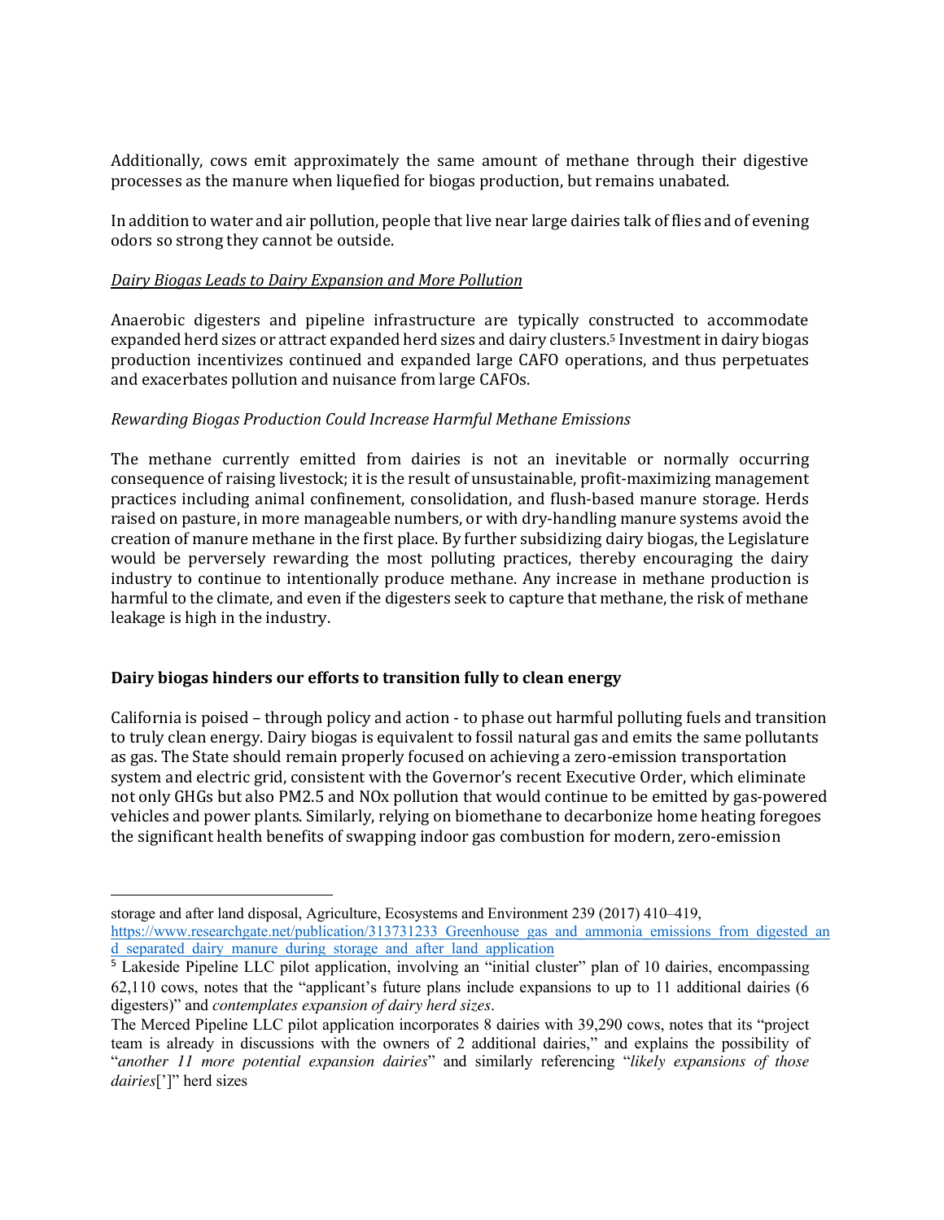Additionally, cows emit approximately the same amount of methane through their digestive processes as the manure when liquefied for biogas production, but remains unabated.

In addition to water and air pollution, people that live near large dairies talk of flies and of evening odors so strong they cannot be outside.

*Dairy Biogas Leads to Dairy Expansion and More Pollution*

Anaerobic digesters and pipeline infrastructure are typically constructed to accommodate expanded herd sizes or attract expanded herd sizes and dairy clusters.[5] Investment in dairy biogas production incentivizes continued and expanded large CAFO operations, and thus perpetuates and exacerbates pollution and nuisance from large CAFOs.

*Rewarding Biogas Production Could Increase Harmful Methane Emissions*

The methane currently emitted from dairies is not an inevitable or normally occurring consequence of raising livestock; it is the result of unsustainable, profit-maximizing management practices including animal confinement, consolidation, and flush-based manure storage. Herds raised on pasture, in more manageable numbers, or with dry-handling manure systems avoid the creation of manure methane in the first place. By further subsidizing dairy biogas, the Legislature would be perversely rewarding the most polluting practices, thereby encouraging the dairy industry to continue to intentionally produce methane. Any increase in methane production is harmful to the climate, and even if the digesters seek to capture that methane, the risk of methane leakage is high in the industry.

**Dairy biogas hinders our efforts to transition fully to clean energy**

California is poised – through policy and action - to phase out harmful polluting fuels and transition to truly clean energy. Dairy biogas is equivalent to fossil natural gas and emits the same pollutants as gas. The State should remain properly focused on achieving a zero-emission transportation system and electric grid, consistent with the Governor's recent Executive Order, which eliminate not only GHGs but also PM2.5 and NOx pollution that would continue to be emitted by gas-powered vehicles and power plants. Similarly, relying on biomethane to decarbonize home heating foregoes the significant health benefits of swapping indoor gas combustion for modern, zero-emission

---

storage and after land disposal, Agriculture, Ecosystems and Environment 239 (2017) 410–419, https://www.researchgate.net/publication/313731233_Greenhouse_gas_and_ammonia_emissions_from_digested_and_separated_dairy_manure_during_storage_and_after_land_application

[5] Lakeside Pipeline LLC pilot application, involving an "initial cluster" plan of 10 dairies, encompassing 62,110 cows, notes that the "applicant's future plans include expansions to up to 11 additional dairies (6 digesters)" and *contemplates expansion of dairy herd sizes*.

The Merced Pipeline LLC pilot application incorporates 8 dairies with 39,290 cows, notes that its "project team is already in discussions with the owners of 2 additional dairies," and explains the possibility of "*another 11 more potential expansion dairies*" and similarly referencing "*likely expansions of those dairies*[']" herd sizes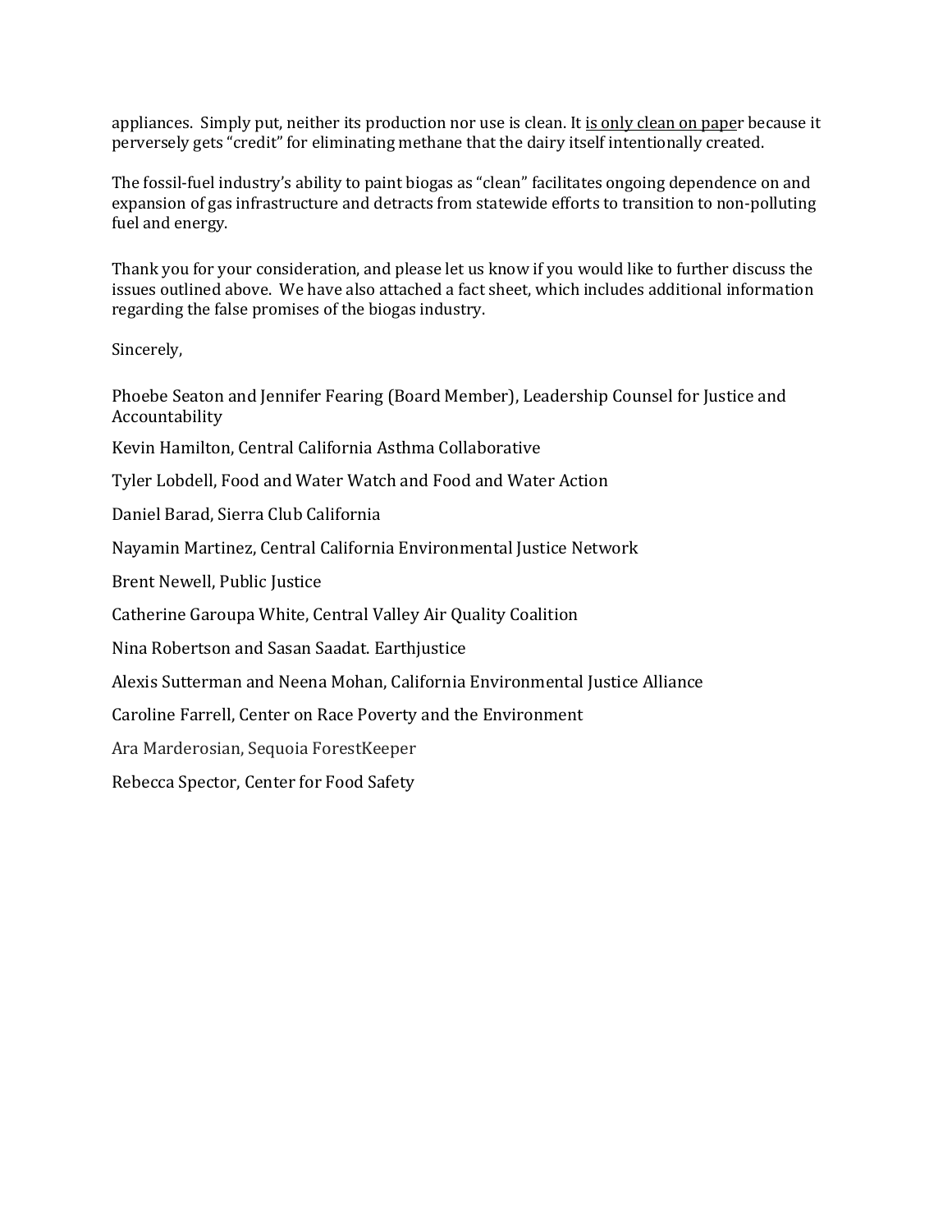appliances. Simply put, neither its production nor use is clean. It is only clean on paper because it perversely gets "credit" for eliminating methane that the dairy itself intentionally created.

The fossil-fuel industry's ability to paint biogas as "clean" facilitates ongoing dependence on and expansion of gas infrastructure and detracts from statewide efforts to transition to non-polluting fuel and energy.

Thank you for your consideration, and please let us know if you would like to further discuss the issues outlined above. We have also attached a fact sheet, which includes additional information regarding the false promises of the biogas industry.

Sincerely,

Phoebe Seaton and Jennifer Fearing (Board Member), Leadership Counsel for Justice and Accountability

Kevin Hamilton, Central California Asthma Collaborative

Tyler Lobdell, Food and Water Watch and Food and Water Action

Daniel Barad, Sierra Club California

Nayamin Martinez, Central California Environmental Justice Network

Brent Newell, Public Justice

Catherine Garoupa White, Central Valley Air Quality Coalition

Nina Robertson and Sasan Saadat. Earthjustice

Alexis Sutterman and Neena Mohan, California Environmental Justice Alliance

Caroline Farrell, Center on Race Poverty and the Environment

Ara Marderosian, Sequoia ForestKeeper

Rebecca Spector, Center for Food Safety